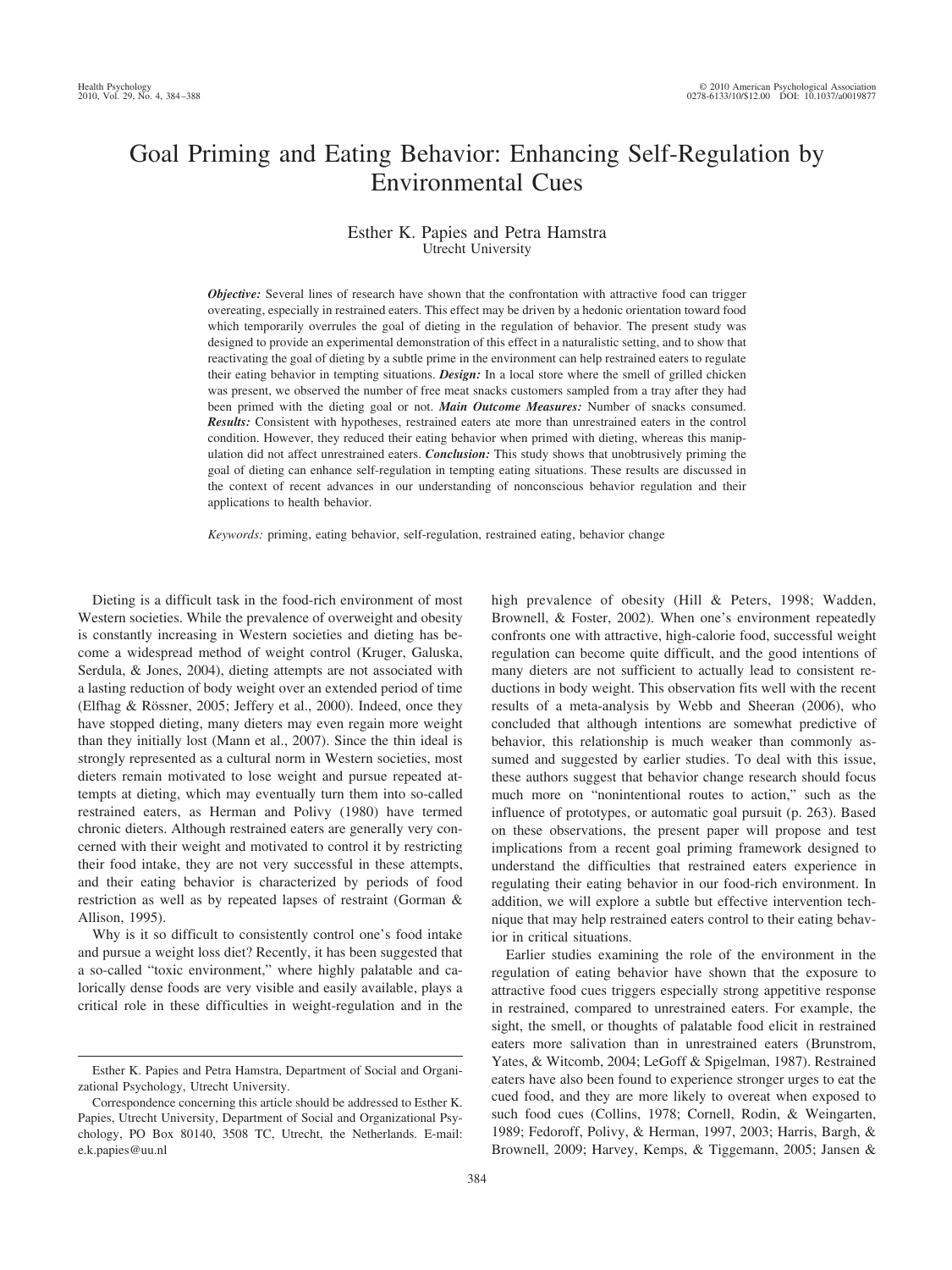# Goal Priming and Eating Behavior: Enhancing Self-Regulation by Environmental Cues

Esther K. Papies and Petra Hamstra
Utrecht University

***Objective:*** Several lines of research have shown that the confrontation with attractive food can trigger overeating, especially in restrained eaters. This effect may be driven by a hedonic orientation toward food which temporarily overrules the goal of dieting in the regulation of behavior. The present study was designed to provide an experimental demonstration of this effect in a naturalistic setting, and to show that reactivating the goal of dieting by a subtle prime in the environment can help restrained eaters to regulate their eating behavior in tempting situations. ***Design:*** In a local store where the smell of grilled chicken was present, we observed the number of free meat snacks customers sampled from a tray after they had been primed with the dieting goal or not. ***Main Outcome Measures:*** Number of snacks consumed. ***Results:*** Consistent with hypotheses, restrained eaters ate more than unrestrained eaters in the control condition. However, they reduced their eating behavior when primed with dieting, whereas this manipulation did not affect unrestrained eaters. ***Conclusion:*** This study shows that unobtrusively priming the goal of dieting can enhance self-regulation in tempting eating situations. These results are discussed in the context of recent advances in our understanding of nonconscious behavior regulation and their applications to health behavior.

*Keywords:* priming, eating behavior, self-regulation, restrained eating, behavior change

Dieting is a difficult task in the food-rich environment of most Western societies. While the prevalence of overweight and obesity is constantly increasing in Western societies and dieting has become a widespread method of weight control (Kruger, Galuska, Serdula, & Jones, 2004), dieting attempts are not associated with a lasting reduction of body weight over an extended period of time (Elfhag & Rössner, 2005; Jeffery et al., 2000). Indeed, once they have stopped dieting, many dieters may even regain more weight than they initially lost (Mann et al., 2007). Since the thin ideal is strongly represented as a cultural norm in Western societies, most dieters remain motivated to lose weight and pursue repeated attempts at dieting, which may eventually turn them into so-called restrained eaters, as Herman and Polivy (1980) have termed chronic dieters. Although restrained eaters are generally very concerned with their weight and motivated to control it by restricting their food intake, they are not very successful in these attempts, and their eating behavior is characterized by periods of food restriction as well as by repeated lapses of restraint (Gorman & Allison, 1995).

Why is it so difficult to consistently control one's food intake and pursue a weight loss diet? Recently, it has been suggested that a so-called "toxic environment," where highly palatable and calorically dense foods are very visible and easily available, plays a critical role in these difficulties in weight-regulation and in the high prevalence of obesity (Hill & Peters, 1998; Wadden, Brownell, & Foster, 2002). When one's environment repeatedly confronts one with attractive, high-calorie food, successful weight regulation can become quite difficult, and the good intentions of many dieters are not sufficient to actually lead to consistent reductions in body weight. This observation fits well with the recent results of a meta-analysis by Webb and Sheeran (2006), who concluded that although intentions are somewhat predictive of behavior, this relationship is much weaker than commonly assumed and suggested by earlier studies. To deal with this issue, these authors suggest that behavior change research should focus much more on "nonintentional routes to action," such as the influence of prototypes, or automatic goal pursuit (p. 263). Based on these observations, the present paper will propose and test implications from a recent goal priming framework designed to understand the difficulties that restrained eaters experience in regulating their eating behavior in our food-rich environment. In addition, we will explore a subtle but effective intervention technique that may help restrained eaters control to their eating behavior in critical situations.

Earlier studies examining the role of the environment in the regulation of eating behavior have shown that the exposure to attractive food cues triggers especially strong appetitive response in restrained, compared to unrestrained eaters. For example, the sight, the smell, or thoughts of palatable food elicit in restrained eaters more salivation than in unrestrained eaters (Brunstrom, Yates, & Witcomb, 2004; LeGoff & Spigelman, 1987). Restrained eaters have also been found to experience stronger urges to eat the cued food, and they are more likely to overeat when exposed to such food cues (Collins, 1978; Cornell, Rodin, & Weingarten, 1989; Fedoroff, Polivy, & Herman, 1997, 2003; Harris, Bargh, & Brownell, 2009; Harvey, Kemps, & Tiggemann, 2005; Jansen &

Esther K. Papies and Petra Hamstra, Department of Social and Organizational Psychology, Utrecht University.

Correspondence concerning this article should be addressed to Esther K. Papies, Utrecht University, Department of Social and Organizational Psychology, PO Box 80140, 3508 TC, Utrecht, the Netherlands. E-mail: e.k.papies@uu.nl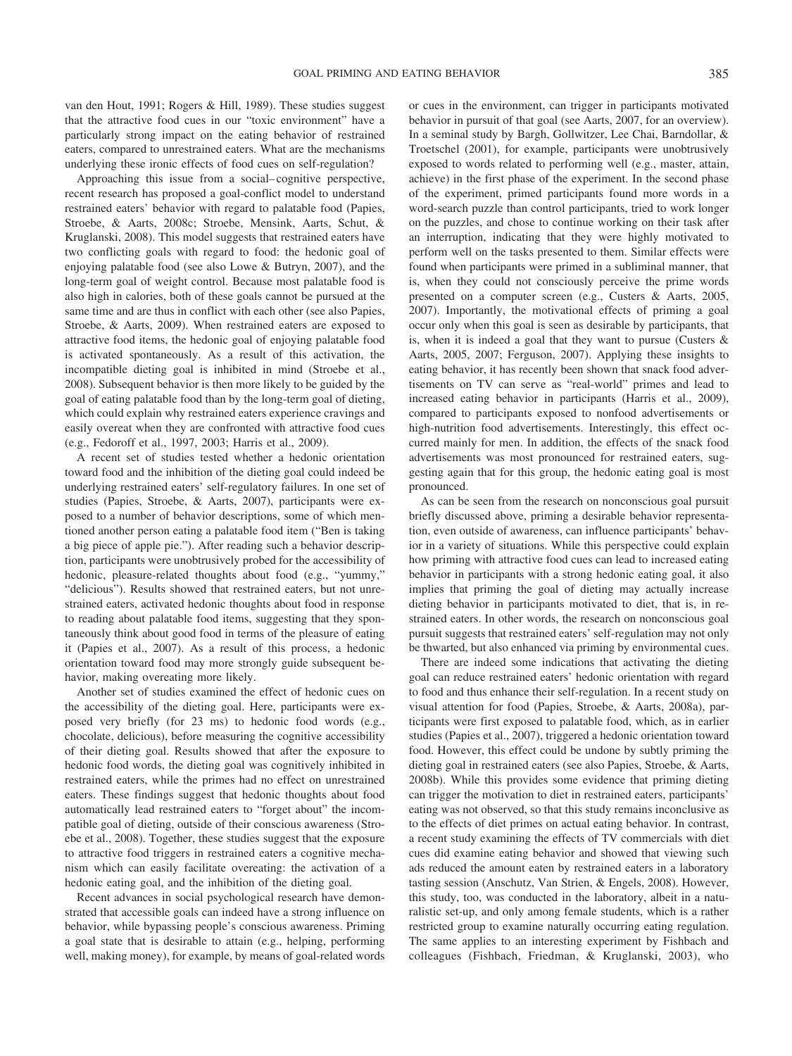van den Hout, 1991; Rogers & Hill, 1989). These studies suggest that the attractive food cues in our "toxic environment" have a particularly strong impact on the eating behavior of restrained eaters, compared to unrestrained eaters. What are the mechanisms underlying these ironic effects of food cues on self-regulation?

Approaching this issue from a social–cognitive perspective, recent research has proposed a goal-conflict model to understand restrained eaters' behavior with regard to palatable food (Papies, Stroebe, & Aarts, 2008c; Stroebe, Mensink, Aarts, Schut, & Kruglanski, 2008). This model suggests that restrained eaters have two conflicting goals with regard to food: the hedonic goal of enjoying palatable food (see also Lowe & Butryn, 2007), and the long-term goal of weight control. Because most palatable food is also high in calories, both of these goals cannot be pursued at the same time and are thus in conflict with each other (see also Papies, Stroebe, & Aarts, 2009). When restrained eaters are exposed to attractive food items, the hedonic goal of enjoying palatable food is activated spontaneously. As a result of this activation, the incompatible dieting goal is inhibited in mind (Stroebe et al., 2008). Subsequent behavior is then more likely to be guided by the goal of eating palatable food than by the long-term goal of dieting, which could explain why restrained eaters experience cravings and easily overeat when they are confronted with attractive food cues (e.g., Fedoroff et al., 1997, 2003; Harris et al., 2009).

A recent set of studies tested whether a hedonic orientation toward food and the inhibition of the dieting goal could indeed be underlying restrained eaters' self-regulatory failures. In one set of studies (Papies, Stroebe, & Aarts, 2007), participants were exposed to a number of behavior descriptions, some of which mentioned another person eating a palatable food item ("Ben is taking a big piece of apple pie."). After reading such a behavior description, participants were unobtrusively probed for the accessibility of hedonic, pleasure-related thoughts about food (e.g., "yummy," "delicious"). Results showed that restrained eaters, but not unrestrained eaters, activated hedonic thoughts about food in response to reading about palatable food items, suggesting that they spontaneously think about good food in terms of the pleasure of eating it (Papies et al., 2007). As a result of this process, a hedonic orientation toward food may more strongly guide subsequent behavior, making overeating more likely.

Another set of studies examined the effect of hedonic cues on the accessibility of the dieting goal. Here, participants were exposed very briefly (for 23 ms) to hedonic food words (e.g., chocolate, delicious), before measuring the cognitive accessibility of their dieting goal. Results showed that after the exposure to hedonic food words, the dieting goal was cognitively inhibited in restrained eaters, while the primes had no effect on unrestrained eaters. These findings suggest that hedonic thoughts about food automatically lead restrained eaters to "forget about" the incompatible goal of dieting, outside of their conscious awareness (Stroebe et al., 2008). Together, these studies suggest that the exposure to attractive food triggers in restrained eaters a cognitive mechanism which can easily facilitate overeating: the activation of a hedonic eating goal, and the inhibition of the dieting goal.

Recent advances in social psychological research have demonstrated that accessible goals can indeed have a strong influence on behavior, while bypassing people's conscious awareness. Priming a goal state that is desirable to attain (e.g., helping, performing well, making money), for example, by means of goal-related words or cues in the environment, can trigger in participants motivated behavior in pursuit of that goal (see Aarts, 2007, for an overview). In a seminal study by Bargh, Gollwitzer, Lee Chai, Barndollar, & Troetschel (2001), for example, participants were unobtrusively exposed to words related to performing well (e.g., master, attain, achieve) in the first phase of the experiment. In the second phase of the experiment, primed participants found more words in a word-search puzzle than control participants, tried to work longer on the puzzles, and chose to continue working on their task after an interruption, indicating that they were highly motivated to perform well on the tasks presented to them. Similar effects were found when participants were primed in a subliminal manner, that is, when they could not consciously perceive the prime words presented on a computer screen (e.g., Custers & Aarts, 2005, 2007). Importantly, the motivational effects of priming a goal occur only when this goal is seen as desirable by participants, that is, when it is indeed a goal that they want to pursue (Custers & Aarts, 2005, 2007; Ferguson, 2007). Applying these insights to eating behavior, it has recently been shown that snack food advertisements on TV can serve as "real-world" primes and lead to increased eating behavior in participants (Harris et al., 2009), compared to participants exposed to nonfood advertisements or high-nutrition food advertisements. Interestingly, this effect occurred mainly for men. In addition, the effects of the snack food advertisements was most pronounced for restrained eaters, suggesting again that for this group, the hedonic eating goal is most pronounced.

As can be seen from the research on nonconscious goal pursuit briefly discussed above, priming a desirable behavior representation, even outside of awareness, can influence participants' behavior in a variety of situations. While this perspective could explain how priming with attractive food cues can lead to increased eating behavior in participants with a strong hedonic eating goal, it also implies that priming the goal of dieting may actually increase dieting behavior in participants motivated to diet, that is, in restrained eaters. In other words, the research on nonconscious goal pursuit suggests that restrained eaters' self-regulation may not only be thwarted, but also enhanced via priming by environmental cues.

There are indeed some indications that activating the dieting goal can reduce restrained eaters' hedonic orientation with regard to food and thus enhance their self-regulation. In a recent study on visual attention for food (Papies, Stroebe, & Aarts, 2008a), participants were first exposed to palatable food, which, as in earlier studies (Papies et al., 2007), triggered a hedonic orientation toward food. However, this effect could be undone by subtly priming the dieting goal in restrained eaters (see also Papies, Stroebe, & Aarts, 2008b). While this provides some evidence that priming dieting can trigger the motivation to diet in restrained eaters, participants' eating was not observed, so that this study remains inconclusive as to the effects of diet primes on actual eating behavior. In contrast, a recent study examining the effects of TV commercials with diet cues did examine eating behavior and showed that viewing such ads reduced the amount eaten by restrained eaters in a laboratory tasting session (Anschutz, Van Strien, & Engels, 2008). However, this study, too, was conducted in the laboratory, albeit in a naturalistic set-up, and only among female students, which is a rather restricted group to examine naturally occurring eating regulation. The same applies to an interesting experiment by Fishbach and colleagues (Fishbach, Friedman, & Kruglanski, 2003), who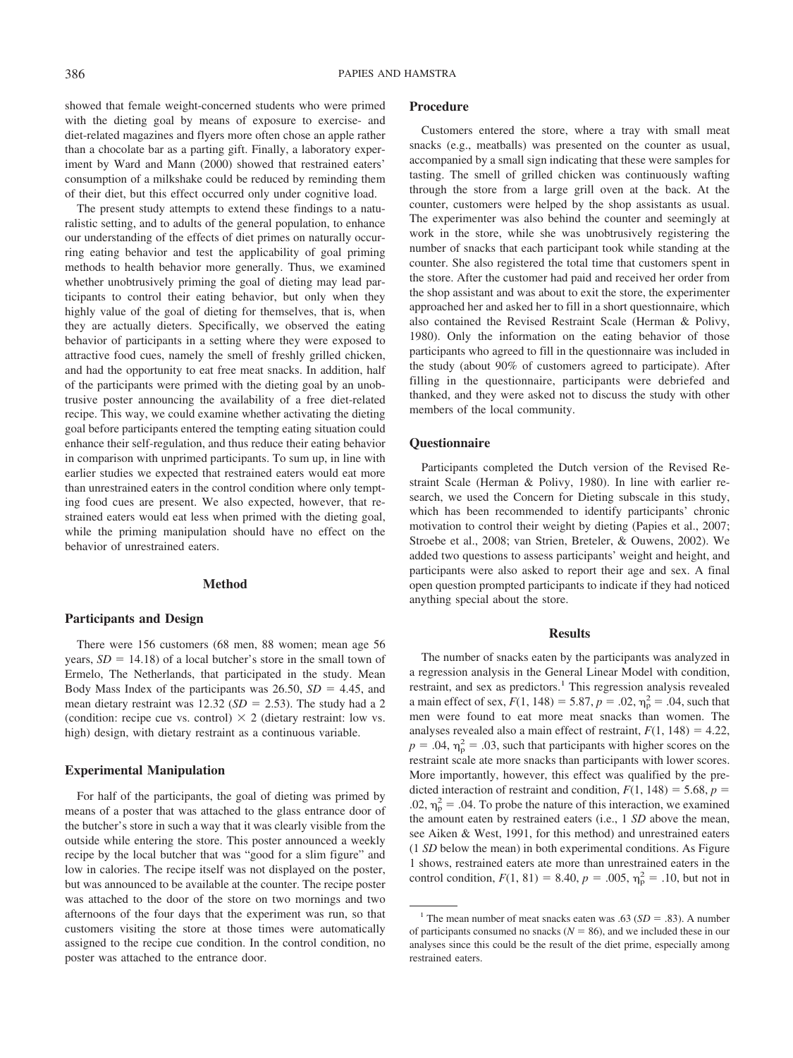showed that female weight-concerned students who were primed with the dieting goal by means of exposure to exercise- and diet-related magazines and flyers more often chose an apple rather than a chocolate bar as a parting gift. Finally, a laboratory experiment by Ward and Mann (2000) showed that restrained eaters' consumption of a milkshake could be reduced by reminding them of their diet, but this effect occurred only under cognitive load.

The present study attempts to extend these findings to a naturalistic setting, and to adults of the general population, to enhance our understanding of the effects of diet primes on naturally occurring eating behavior and test the applicability of goal priming methods to health behavior more generally. Thus, we examined whether unobtrusively priming the goal of dieting may lead participants to control their eating behavior, but only when they highly value of the goal of dieting for themselves, that is, when they are actually dieters. Specifically, we observed the eating behavior of participants in a setting where they were exposed to attractive food cues, namely the smell of freshly grilled chicken, and had the opportunity to eat free meat snacks. In addition, half of the participants were primed with the dieting goal by an unobtrusive poster announcing the availability of a free diet-related recipe. This way, we could examine whether activating the dieting goal before participants entered the tempting eating situation could enhance their self-regulation, and thus reduce their eating behavior in comparison with unprimed participants. To sum up, in line with earlier studies we expected that restrained eaters would eat more than unrestrained eaters in the control condition where only tempting food cues are present. We also expected, however, that restrained eaters would eat less when primed with the dieting goal, while the priming manipulation should have no effect on the behavior of unrestrained eaters.

## Method

### Participants and Design

There were 156 customers (68 men, 88 women; mean age 56 years, $SD = 14.18$) of a local butcher's store in the small town of Ermelo, The Netherlands, that participated in the study. Mean Body Mass Index of the participants was 26.50, $SD = 4.45$, and mean dietary restraint was 12.32 ($SD = 2.53$). The study had a 2 (condition: recipe cue vs. control) × 2 (dietary restraint: low vs. high) design, with dietary restraint as a continuous variable.

### Experimental Manipulation

For half of the participants, the goal of dieting was primed by means of a poster that was attached to the glass entrance door of the butcher's store in such a way that it was clearly visible from the outside while entering the store. This poster announced a weekly recipe by the local butcher that was "good for a slim figure" and low in calories. The recipe itself was not displayed on the poster, but was announced to be available at the counter. The recipe poster was attached to the door of the store on two mornings and two afternoons of the four days that the experiment was run, so that customers visiting the store at those times were automatically assigned to the recipe cue condition. In the control condition, no poster was attached to the entrance door.

### Procedure

Customers entered the store, where a tray with small meat snacks (e.g., meatballs) was presented on the counter as usual, accompanied by a small sign indicating that these were samples for tasting. The smell of grilled chicken was continuously wafting through the store from a large grill oven at the back. At the counter, customers were helped by the shop assistants as usual. The experimenter was also behind the counter and seemingly at work in the store, while she was unobtrusively registering the number of snacks that each participant took while standing at the counter. She also registered the total time that customers spent in the store. After the customer had paid and received her order from the shop assistant and was about to exit the store, the experimenter approached her and asked her to fill in a short questionnaire, which also contained the Revised Restraint Scale (Herman & Polivy, 1980). Only the information on the eating behavior of those participants who agreed to fill in the questionnaire was included in the study (about 90% of customers agreed to participate). After filling in the questionnaire, participants were debriefed and thanked, and they were asked not to discuss the study with other members of the local community.

### Questionnaire

Participants completed the Dutch version of the Revised Restraint Scale (Herman & Polivy, 1980). In line with earlier research, we used the Concern for Dieting subscale in this study, which has been recommended to identify participants' chronic motivation to control their weight by dieting (Papies et al., 2007; Stroebe et al., 2008; van Strien, Breteler, & Ouwens, 2002). We added two questions to assess participants' weight and height, and participants were also asked to report their age and sex. A final open question prompted participants to indicate if they had noticed anything special about the store.

## Results

The number of snacks eaten by the participants was analyzed in a regression analysis in the General Linear Model with condition, restraint, and sex as predictors.[1] This regression analysis revealed a main effect of sex, $F(1, 148) = 5.87$, $p = .02$, $\eta_p^2 = .04$, such that men were found to eat more meat snacks than women. The analyses revealed also a main effect of restraint, $F(1, 148) = 4.22$, $p = .04$, $\eta_p^2 = .03$, such that participants with higher scores on the restraint scale ate more snacks than participants with lower scores. More importantly, however, this effect was qualified by the predicted interaction of restraint and condition, $F(1, 148) = 5.68$, $p = .02$, $\eta_p^2 = .04$. To probe the nature of this interaction, we examined the amount eaten by restrained eaters (i.e., 1 *SD* above the mean, see Aiken & West, 1991, for this method) and unrestrained eaters (1 *SD* below the mean) in both experimental conditions. As Figure 1 shows, restrained eaters ate more than unrestrained eaters in the control condition, $F(1, 81) = 8.40$, $p = .005$, $\eta_p^2 = .10$, but not in

[1] The mean number of meat snacks eaten was .63 ($SD = .83$). A number of participants consumed no snacks ($N = 86$), and we included these in our analyses since this could be the result of the diet prime, especially among restrained eaters.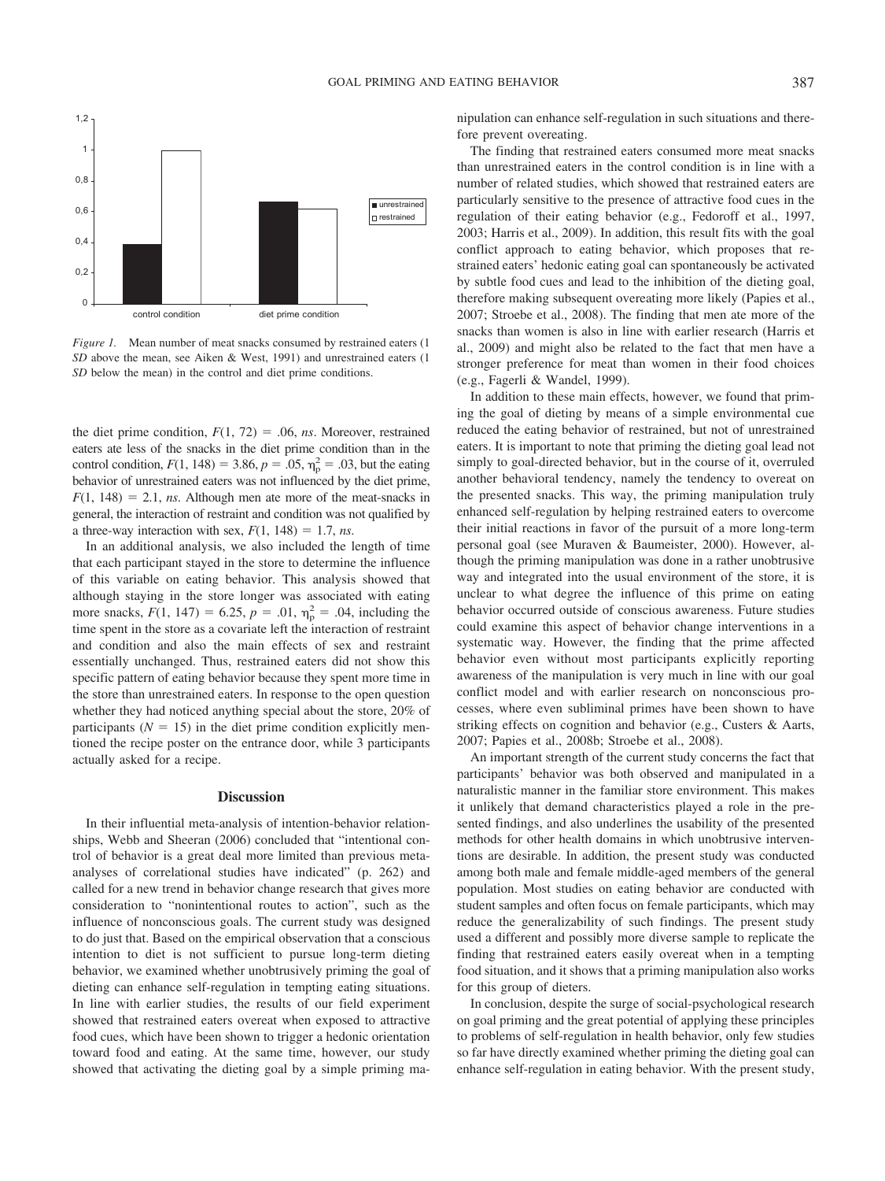1,2
1
0,8
0,6
0,4
0,2
0
control condition
diet prime condition
unrestrained
restrained

*Figure 1.* Mean number of meat snacks consumed by restrained eaters (1 *SD* above the mean, see Aiken & West, 1991) and unrestrained eaters (1 *SD* below the mean) in the control and diet prime conditions.

the diet prime condition, $F(1, 72) = .06$, *ns*. Moreover, restrained eaters ate less of the snacks in the diet prime condition than in the control condition, $F(1, 148) = 3.86$, $p = .05$, $\eta_p^2 = .03$, but the eating behavior of unrestrained eaters was not influenced by the diet prime, $F(1, 148) = 2.1$, *ns*. Although men ate more of the meat-snacks in general, the interaction of restraint and condition was not qualified by a three-way interaction with sex, $F(1, 148) = 1.7$, *ns*.

In an additional analysis, we also included the length of time that each participant stayed in the store to determine the influence of this variable on eating behavior. This analysis showed that although staying in the store longer was associated with eating more snacks, $F(1, 147) = 6.25$, $p = .01$, $\eta_p^2 = .04$, including the time spent in the store as a covariate left the interaction of restraint and condition and also the main effects of sex and restraint essentially unchanged. Thus, restrained eaters did not show this specific pattern of eating behavior because they spent more time in the store than unrestrained eaters. In response to the open question whether they had noticed anything special about the store, 20% of participants ($N = 15$) in the diet prime condition explicitly mentioned the recipe poster on the entrance door, while 3 participants actually asked for a recipe.

## Discussion

In their influential meta-analysis of intention-behavior relationships, Webb and Sheeran (2006) concluded that "intentional control of behavior is a great deal more limited than previous meta-analyses of correlational studies have indicated" (p. 262) and called for a new trend in behavior change research that gives more consideration to "nonintentional routes to action", such as the influence of nonconscious goals. The current study was designed to do just that. Based on the empirical observation that a conscious intention to diet is not sufficient to pursue long-term dieting behavior, we examined whether unobtrusively priming the goal of dieting can enhance self-regulation in tempting eating situations. In line with earlier studies, the results of our field experiment showed that restrained eaters overeat when exposed to attractive food cues, which have been shown to trigger a hedonic orientation toward food and eating. At the same time, however, our study showed that activating the dieting goal by a simple priming manipulation can enhance self-regulation in such situations and therefore prevent overeating.

The finding that restrained eaters consumed more meat snacks than unrestrained eaters in the control condition is in line with a number of related studies, which showed that restrained eaters are particularly sensitive to the presence of attractive food cues in the regulation of their eating behavior (e.g., Fedoroff et al., 1997, 2003; Harris et al., 2009). In addition, this result fits with the goal conflict approach to eating behavior, which proposes that restrained eaters' hedonic eating goal can spontaneously be activated by subtle food cues and lead to the inhibition of the dieting goal, therefore making subsequent overeating more likely (Papies et al., 2007; Stroebe et al., 2008). The finding that men ate more of the snacks than women is also in line with earlier research (Harris et al., 2009) and might also be related to the fact that men have a stronger preference for meat than women in their food choices (e.g., Fagerli & Wandel, 1999).

In addition to these main effects, however, we found that priming the goal of dieting by means of a simple environmental cue reduced the eating behavior of restrained, but not of unrestrained eaters. It is important to note that priming the dieting goal lead not simply to goal-directed behavior, but in the course of it, overruled another behavioral tendency, namely the tendency to overeat on the presented snacks. This way, the priming manipulation truly enhanced self-regulation by helping restrained eaters to overcome their initial reactions in favor of the pursuit of a more long-term personal goal (see Muraven & Baumeister, 2000). However, although the priming manipulation was done in a rather unobtrusive way and integrated into the usual environment of the store, it is unclear to what degree the influence of this prime on eating behavior occurred outside of conscious awareness. Future studies could examine this aspect of behavior change interventions in a systematic way. However, the finding that the prime affected behavior even without most participants explicitly reporting awareness of the manipulation is very much in line with our goal conflict model and with earlier research on nonconscious processes, where even subliminal primes have been shown to have striking effects on cognition and behavior (e.g., Custers & Aarts, 2007; Papies et al., 2008b; Stroebe et al., 2008).

An important strength of the current study concerns the fact that participants' behavior was both observed and manipulated in a naturalistic manner in the familiar store environment. This makes it unlikely that demand characteristics played a role in the presented findings, and also underlines the usability of the presented methods for other health domains in which unobtrusive interventions are desirable. In addition, the present study was conducted among both male and female middle-aged members of the general population. Most studies on eating behavior are conducted with student samples and often focus on female participants, which may reduce the generalizability of such findings. The present study used a different and possibly more diverse sample to replicate the finding that restrained eaters easily overeat when in a tempting food situation, and it shows that a priming manipulation also works for this group of dieters.

In conclusion, despite the surge of social-psychological research on goal priming and the great potential of applying these principles to problems of self-regulation in health behavior, only few studies so far have directly examined whether priming the dieting goal can enhance self-regulation in eating behavior. With the present study,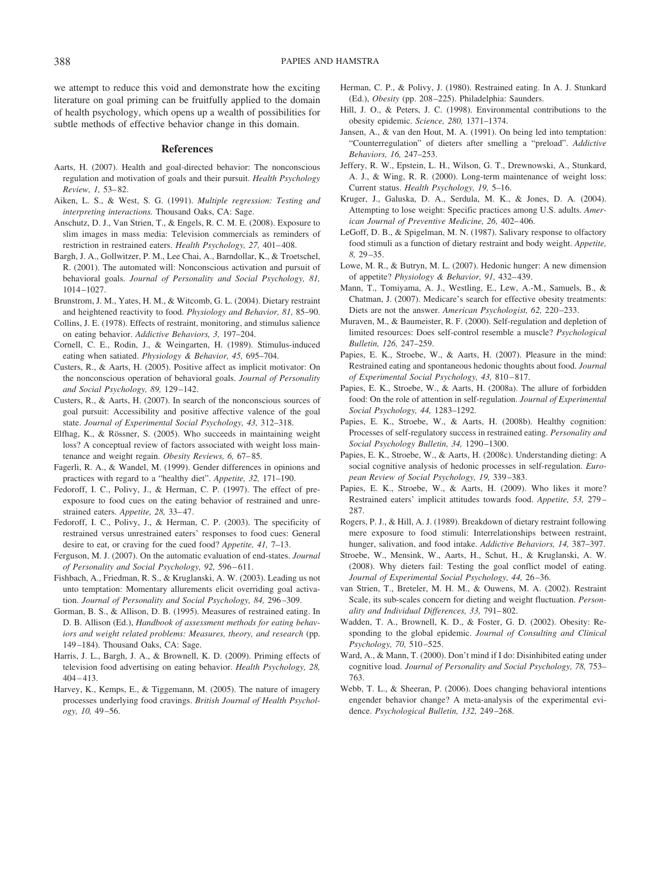we attempt to reduce this void and demonstrate how the exciting literature on goal priming can be fruitfully applied to the domain of health psychology, which opens up a wealth of possibilities for subtle methods of effective behavior change in this domain.

## References

Aarts, H. (2007). Health and goal-directed behavior: The nonconscious regulation and motivation of goals and their pursuit. *Health Psychology Review, 1,* 53–82.

Aiken, L. S., & West, S. G. (1991). *Multiple regression: Testing and interpreting interactions.* Thousand Oaks, CA: Sage.

Anschutz, D. J., Van Strien, T., & Engels, R. C. M. E. (2008). Exposure to slim images in mass media: Television commercials as reminders of restriction in restrained eaters. *Health Psychology, 27,* 401–408.

Bargh, J. A., Gollwitzer, P. M., Lee Chai, A., Barndollar, K., & Troetschel, R. (2001). The automated will: Nonconscious activation and pursuit of behavioral goals. *Journal of Personality and Social Psychology, 81,* 1014–1027.

Brunstrom, J. M., Yates, H. M., & Witcomb, G. L. (2004). Dietary restraint and heightened reactivity to food. *Physiology and Behavior, 81,* 85–90.

Collins, J. E. (1978). Effects of restraint, monitoring, and stimulus salience on eating behavior. *Addictive Behaviors, 3,* 197–204.

Cornell, C. E., Rodin, J., & Weingarten, H. (1989). Stimulus-induced eating when satiated. *Physiology & Behavior, 45,* 695–704.

Custers, R., & Aarts, H. (2005). Positive affect as implicit motivator: On the nonconscious operation of behavioral goals. *Journal of Personality and Social Psychology, 89,* 129–142.

Custers, R., & Aarts, H. (2007). In search of the nonconscious sources of goal pursuit: Accessibility and positive affective valence of the goal state. *Journal of Experimental Social Psychology, 43,* 312–318.

Elfhag, K., & Rössner, S. (2005). Who succeeds in maintaining weight loss? A conceptual review of factors associated with weight loss maintenance and weight regain. *Obesity Reviews, 6,* 67–85.

Fagerli, R. A., & Wandel, M. (1999). Gender differences in opinions and practices with regard to a "healthy diet". *Appetite, 32,* 171–190.

Fedoroff, I. C., Polivy, J., & Herman, C. P. (1997). The effect of pre-exposure to food cues on the eating behavior of restrained and unrestrained eaters. *Appetite, 28,* 33–47.

Fedoroff, I. C., Polivy, J., & Herman, C. P. (2003). The specificity of restrained versus unrestrained eaters' responses to food cues: General desire to eat, or craving for the cued food? *Appetite, 41,* 7–13.

Ferguson, M. J. (2007). On the automatic evaluation of end-states. *Journal of Personality and Social Psychology, 92,* 596–611.

Fishbach, A., Friedman, R. S., & Kruglanski, A. W. (2003). Leading us not unto temptation: Momentary allurements elicit overriding goal activation. *Journal of Personality and Social Psychology, 84,* 296–309.

Gorman, B. S., & Allison, D. B. (1995). Measures of restrained eating. In D. B. Allison (Ed.), *Handbook of assessment methods for eating behaviors and weight related problems: Measures, theory, and research* (pp. 149–184). Thousand Oaks, CA: Sage.

Harris, J. L., Bargh, J. A., & Brownell, K. D. (2009). Priming effects of television food advertising on eating behavior. *Health Psychology, 28,* 404–413.

Harvey, K., Kemps, E., & Tiggemann, M. (2005). The nature of imagery processes underlying food cravings. *British Journal of Health Psychology, 10,* 49–56.

Herman, C. P., & Polivy, J. (1980). Restrained eating. In A. J. Stunkard (Ed.), *Obesity* (pp. 208–225). Philadelphia: Saunders.

Hill, J. O., & Peters, J. C. (1998). Environmental contributions to the obesity epidemic. *Science, 280,* 1371–1374.

Jansen, A., & van den Hout, M. A. (1991). On being led into temptation: "Counterregulation" of dieters after smelling a "preload". *Addictive Behaviors, 16,* 247–253.

Jeffery, R. W., Epstein, L. H., Wilson, G. T., Drewnowski, A., Stunkard, A. J., & Wing, R. R. (2000). Long-term maintenance of weight loss: Current status. *Health Psychology, 19,* 5–16.

Kruger, J., Galuska, D. A., Serdula, M. K., & Jones, D. A. (2004). Attempting to lose weight: Specific practices among U.S. adults. *American Journal of Preventive Medicine, 26,* 402–406.

LeGoff, D. B., & Spigelman, M. N. (1987). Salivary response to olfactory food stimuli as a function of dietary restraint and body weight. *Appetite, 8,* 29–35.

Lowe, M. R., & Butryn, M. L. (2007). Hedonic hunger: A new dimension of appetite? *Physiology & Behavior, 91,* 432–439.

Mann, T., Tomiyama, A. J., Westling, E., Lew, A.-M., Samuels, B., & Chatman, J. (2007). Medicare's search for effective obesity treatments: Diets are not the answer. *American Psychologist, 62,* 220–233.

Muraven, M., & Baumeister, R. F. (2000). Self-regulation and depletion of limited resources: Does self-control resemble a muscle? *Psychological Bulletin, 126,* 247–259.

Papies, E. K., Stroebe, W., & Aarts, H. (2007). Pleasure in the mind: Restrained eating and spontaneous hedonic thoughts about food. *Journal of Experimental Social Psychology, 43,* 810–817.

Papies, E. K., Stroebe, W., & Aarts, H. (2008a). The allure of forbidden food: On the role of attention in self-regulation. *Journal of Experimental Social Psychology, 44,* 1283–1292.

Papies, E. K., Stroebe, W., & Aarts, H. (2008b). Healthy cognition: Processes of self-regulatory success in restrained eating. *Personality and Social Psychology Bulletin, 34,* 1290–1300.

Papies, E. K., Stroebe, W., & Aarts, H. (2008c). Understanding dieting: A social cognitive analysis of hedonic processes in self-regulation. *European Review of Social Psychology, 19,* 339–383.

Papies, E. K., Stroebe, W., & Aarts, H. (2009). Who likes it more? Restrained eaters' implicit attitudes towards food. *Appetite, 53,* 279–287.

Rogers, P. J., & Hill, A. J. (1989). Breakdown of dietary restraint following mere exposure to food stimuli: Interrelationships between restraint, hunger, salivation, and food intake. *Addictive Behaviors, 14,* 387–397.

Stroebe, W., Mensink, W., Aarts, H., Schut, H., & Kruglanski, A. W. (2008). Why dieters fail: Testing the goal conflict model of eating. *Journal of Experimental Social Psychology, 44,* 26–36.

van Strien, T., Breteler, M. H. M., & Ouwens, M. A. (2002). Restraint Scale, its sub-scales concern for dieting and weight fluctuation. *Personality and Individual Differences, 33,* 791–802.

Wadden, T. A., Brownell, K. D., & Foster, G. D. (2002). Obesity: Responding to the global epidemic. *Journal of Consulting and Clinical Psychology, 70,* 510–525.

Ward, A., & Mann, T. (2000). Don't mind if I do: Disinhibited eating under cognitive load. *Journal of Personality and Social Psychology, 78,* 753–763.

Webb, T. L., & Sheeran, P. (2006). Does changing behavioral intentions engender behavior change? A meta-analysis of the experimental evidence. *Psychological Bulletin, 132,* 249–268.